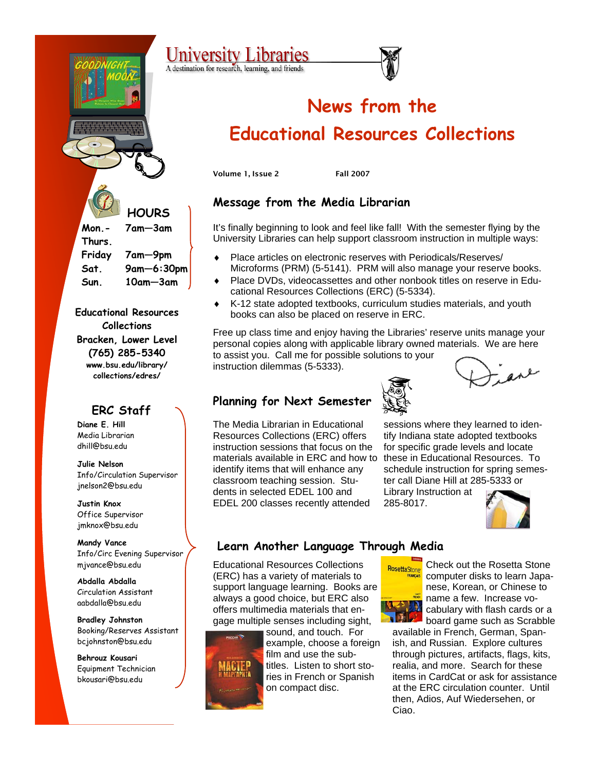# University Libraries

A destination for research, learning, and friends

# News from the Educational Resources Collections

**Volume 1, Issue 2** **Fall 2007**

## HOURS

| | |
|---|---|
| Mon.-Thurs. | 7am—3am |
| Friday | 7am—9pm |
| Sat. | 9am—6:30pm |
| Sun. | 10am—3am |

**Educational Resources Collections**
**Bracken, Lower Level**
**(765) 285-5340**
**www.bsu.edu/library/collections/edres/**

## ERC Staff

**Diane E. Hill**
Media Librarian
dhill@bsu.edu

**Julie Nelson**
Info/Circulation Supervisor
jnelson2@bsu.edu

**Justin Knox**
Office Supervisor
jmknox@bsu.edu

**Mandy Vance**
Info/Circ Evening Supervisor
mjvance@bsu.edu

**Abdalla Abdalla**
Circulation Assistant
aabdalla@bsu.edu

**Bradley Johnston**
Booking/Reserves Assistant
bcjohnston@bsu.edu

**Behrouz Kousari**
Equipment Technician
bkousari@bsu.edu

## Message from the Media Librarian

It's finally beginning to look and feel like fall! With the semester flying by the University Libraries can help support classroom instruction in multiple ways:

- Place articles on electronic reserves with Periodicals/Reserves/Microforms (PRM) (5-5141). PRM will also manage your reserve books.
- Place DVDs, videocassettes and other nonbook titles on reserve in Educational Resources Collections (ERC) (5-5334).
- K-12 state adopted textbooks, curriculum studies materials, and youth books can also be placed on reserve in ERC.

Free up class time and enjoy having the Libraries' reserve units manage your personal copies along with applicable library owned materials. We are here to assist you. Call me for possible solutions to your instruction dilemmas (5-5333).

Diane

## Planning for Next Semester

The Media Librarian in Educational Resources Collections (ERC) offers instruction sessions that focus on the materials available in ERC and how to identify items that will enhance any classroom teaching session. Students in selected EDEL 100 and EDEL 200 classes recently attended sessions where they learned to identify Indiana state adopted textbooks for specific grade levels and locate these in Educational Resources. To schedule instruction for spring semester call Diane Hill at 285-5333 or Library Instruction at 285-8017.

## Learn Another Language Through Media

Educational Resources Collections (ERC) has a variety of materials to support language learning. Books are always a good choice, but ERC also offers multimedia materials that engage multiple senses including sight, sound, and touch. For example, choose a foreign film and use the subtitles. Listen to short stories in French or Spanish on compact disc.

Check out the Rosetta Stone computer disks to learn Japanese, Korean, or Chinese to name a few. Increase vocabulary with flash cards or a board game such as Scrabble available in French, German, Spanish, and Russian. Explore cultures through pictures, artifacts, flags, kits, realia, and more. Search for these items in CardCat or ask for assistance at the ERC circulation counter. Until then, Adios, Auf Wiedersehen, or Ciao.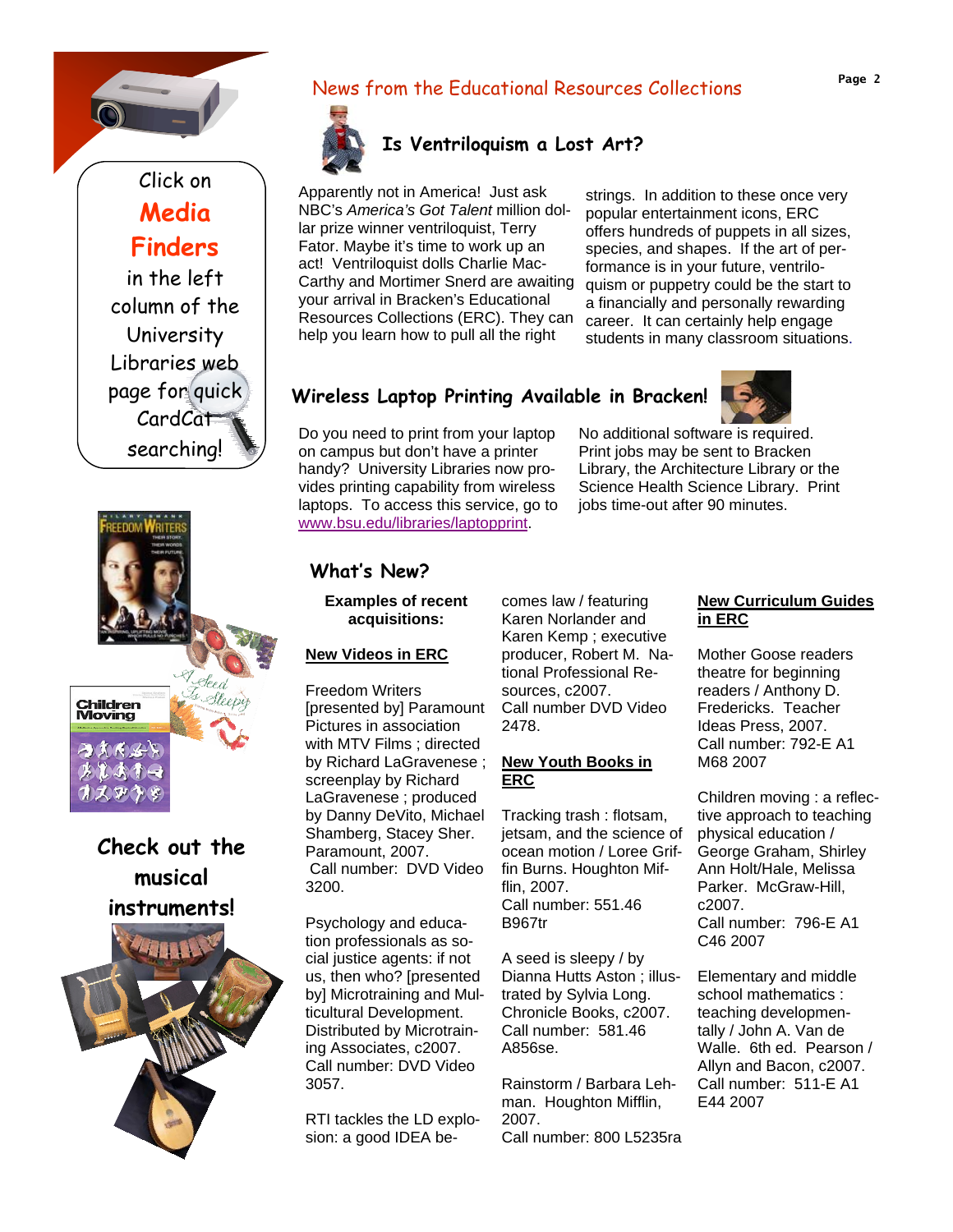## News from the Educational Resources Collections

Click on **Media Finders** in the left column of the University Libraries web page for quick CardCat searching!

### Is Ventriloquism a Lost Art?

Apparently not in America! Just ask NBC's *America's Got Talent* million dollar prize winner ventriloquist, Terry Fator. Maybe it's time to work up an act! Ventriloquist dolls Charlie MacCarthy and Mortimer Snerd are awaiting your arrival in Bracken's Educational Resources Collections (ERC). They can help you learn how to pull all the right strings. In addition to these once very popular entertainment icons, ERC offers hundreds of puppets in all sizes, species, and shapes. If the art of performance is in your future, ventriloquism or puppetry could be the start to a financially and personally rewarding career. It can certainly help engage students in many classroom situations.

### Wireless Laptop Printing Available in Bracken!

Do you need to print from your laptop on campus but don't have a printer handy? University Libraries now provides printing capability from wireless laptops. To access this service, go to www.bsu.edu/libraries/laptopprint. No additional software is required. Print jobs may be sent to Bracken Library, the Architecture Library or the Science Health Science Library. Print jobs time-out after 90 minutes.

### What's New?

**Examples of recent acquisitions:**

**New Videos in ERC**

Freedom Writers [presented by] Paramount Pictures in association with MTV Films ; directed by Richard LaGravenese ; screenplay by Richard LaGravenese ; produced by Danny DeVito, Michael Shamberg, Stacey Sher. Paramount, 2007.
Call number: DVD Video 3200.

Psychology and education professionals as social justice agents: if not us, then who? [presented by] Microtraining and Multicultural Development. Distributed by Microtraining Associates, c2007. Call number: DVD Video 3057.

RTI tackles the LD explosion: a good IDEA becomes law / featuring Karen Norlander and Karen Kemp ; executive producer, Robert M. National Professional Resources, c2007.
Call number DVD Video 2478.

**New Youth Books in ERC**

Tracking trash : flotsam, jetsam, and the science of ocean motion / Loree Griffin Burns. Houghton Mifflin, 2007.
Call number: 551.46 B967tr

A seed is sleepy / by Dianna Hutts Aston ; illustrated by Sylvia Long. Chronicle Books, c2007.
Call number: 581.46 A856se.

Rainstorm / Barbara Lehman. Houghton Mifflin, 2007.
Call number: 800 L5235ra

**New Curriculum Guides in ERC**

Mother Goose readers theatre for beginning readers / Anthony D. Fredericks. Teacher Ideas Press, 2007.
Call number: 792-E A1 M68 2007

Children moving : a reflective approach to teaching physical education / George Graham, Shirley Ann Holt/Hale, Melissa Parker. McGraw-Hill, c2007.
Call number: 796-E A1 C46 2007

Elementary and middle school mathematics : teaching developmentally / John A. Van de Walle. 6th ed. Pearson / Allyn and Bacon, c2007.
Call number: 511-E A1 E44 2007

**Check out the musical instruments!**